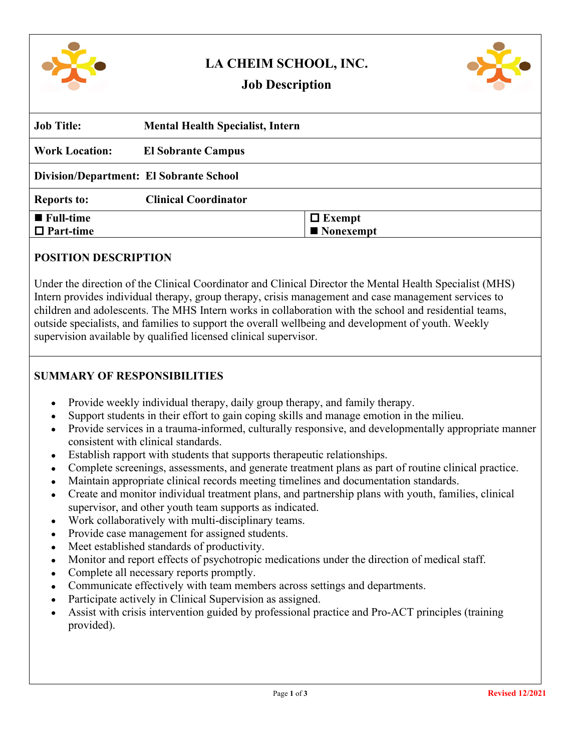# LA CHEIM SCHOOL, INC.

## Job Description

| | |
|---|---|
| **Job Title:** | **Mental Health Specialist, Intern** |
| **Work Location:** | **El Sobrante Campus** |
| **Division/Department:** | **El Sobrante School** |
| **Reports to:** | **Clinical Coordinator** |
| ■ **Full-time** | ☐ **Exempt** |
| ☐ **Part-time** | ■ **Nonexempt** |

### POSITION DESCRIPTION

Under the direction of the Clinical Coordinator and Clinical Director the Mental Health Specialist (MHS) Intern provides individual therapy, group therapy, crisis management and case management services to children and adolescents. The MHS Intern works in collaboration with the school and residential teams, outside specialists, and families to support the overall wellbeing and development of youth. Weekly supervision available by qualified licensed clinical supervisor.

### SUMMARY OF RESPONSIBILITIES

- Provide weekly individual therapy, daily group therapy, and family therapy.
- Support students in their effort to gain coping skills and manage emotion in the milieu.
- Provide services in a trauma-informed, culturally responsive, and developmentally appropriate manner consistent with clinical standards.
- Establish rapport with students that supports therapeutic relationships.
- Complete screenings, assessments, and generate treatment plans as part of routine clinical practice.
- Maintain appropriate clinical records meeting timelines and documentation standards.
- Create and monitor individual treatment plans, and partnership plans with youth, families, clinical supervisor, and other youth team supports as indicated.
- Work collaboratively with multi-disciplinary teams.
- Provide case management for assigned students.
- Meet established standards of productivity.
- Monitor and report effects of psychotropic medications under the direction of medical staff.
- Complete all necessary reports promptly.
- Communicate effectively with team members across settings and departments.
- Participate actively in Clinical Supervision as assigned.
- Assist with crisis intervention guided by professional practice and Pro-ACT principles (training provided).

Revised 12/2021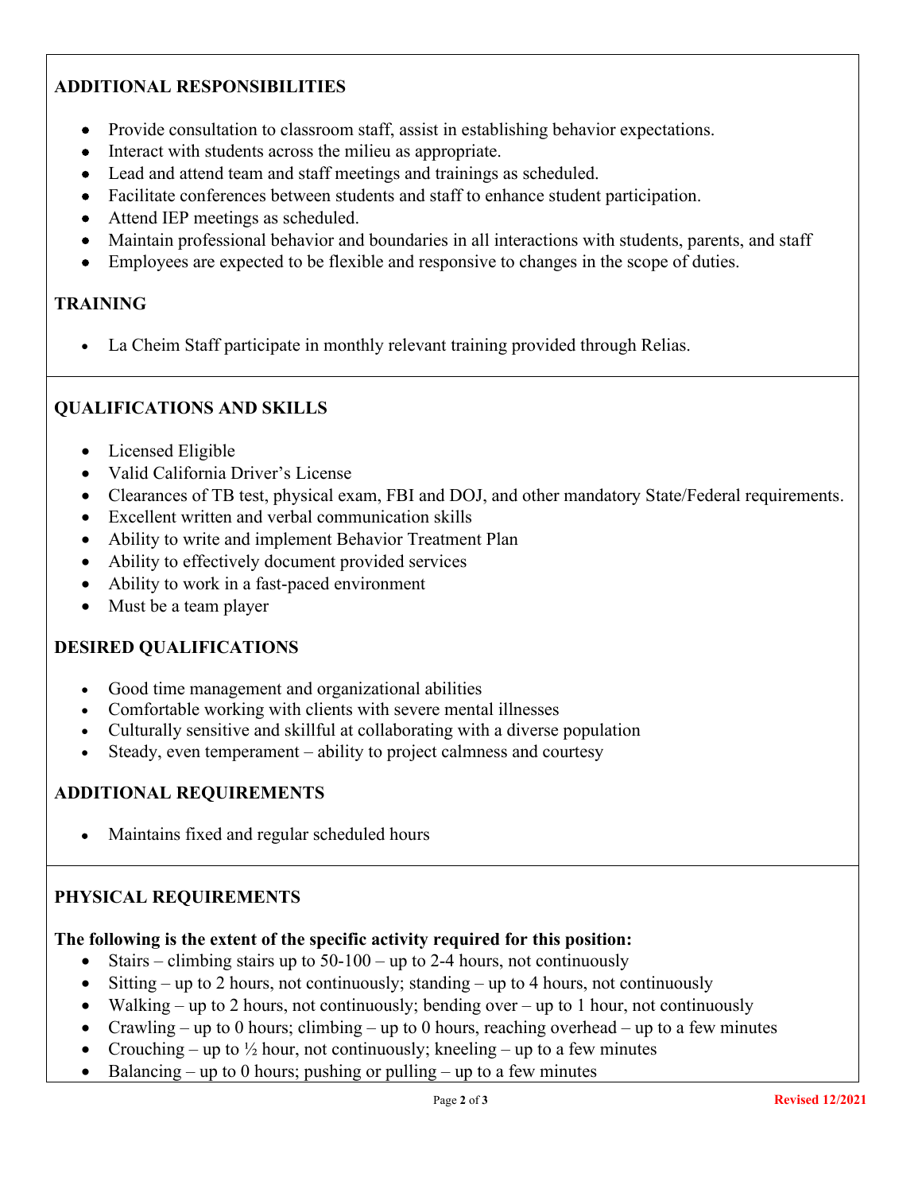## ADDITIONAL RESPONSIBILITIES

- Provide consultation to classroom staff, assist in establishing behavior expectations.
- Interact with students across the milieu as appropriate.
- Lead and attend team and staff meetings and trainings as scheduled.
- Facilitate conferences between students and staff to enhance student participation.
- Attend IEP meetings as scheduled.
- Maintain professional behavior and boundaries in all interactions with students, parents, and staff
- Employees are expected to be flexible and responsive to changes in the scope of duties.

## TRAINING

- La Cheim Staff participate in monthly relevant training provided through Relias.

## QUALIFICATIONS AND SKILLS

- Licensed Eligible
- Valid California Driver's License
- Clearances of TB test, physical exam, FBI and DOJ, and other mandatory State/Federal requirements.
- Excellent written and verbal communication skills
- Ability to write and implement Behavior Treatment Plan
- Ability to effectively document provided services
- Ability to work in a fast-paced environment
- Must be a team player

## DESIRED QUALIFICATIONS

- Good time management and organizational abilities
- Comfortable working with clients with severe mental illnesses
- Culturally sensitive and skillful at collaborating with a diverse population
- Steady, even temperament – ability to project calmness and courtesy

## ADDITIONAL REQUIREMENTS

- Maintains fixed and regular scheduled hours

## PHYSICAL REQUIREMENTS

**The following is the extent of the specific activity required for this position:**

- Stairs – climbing stairs up to 50-100 – up to 2-4 hours, not continuously
- Sitting – up to 2 hours, not continuously; standing – up to 4 hours, not continuously
- Walking – up to 2 hours, not continuously; bending over – up to 1 hour, not continuously
- Crawling – up to 0 hours; climbing – up to 0 hours, reaching overhead – up to a few minutes
- Crouching – up to ½ hour, not continuously; kneeling – up to a few minutes
- Balancing – up to 0 hours; pushing or pulling – up to a few minutes

Revised 12/2021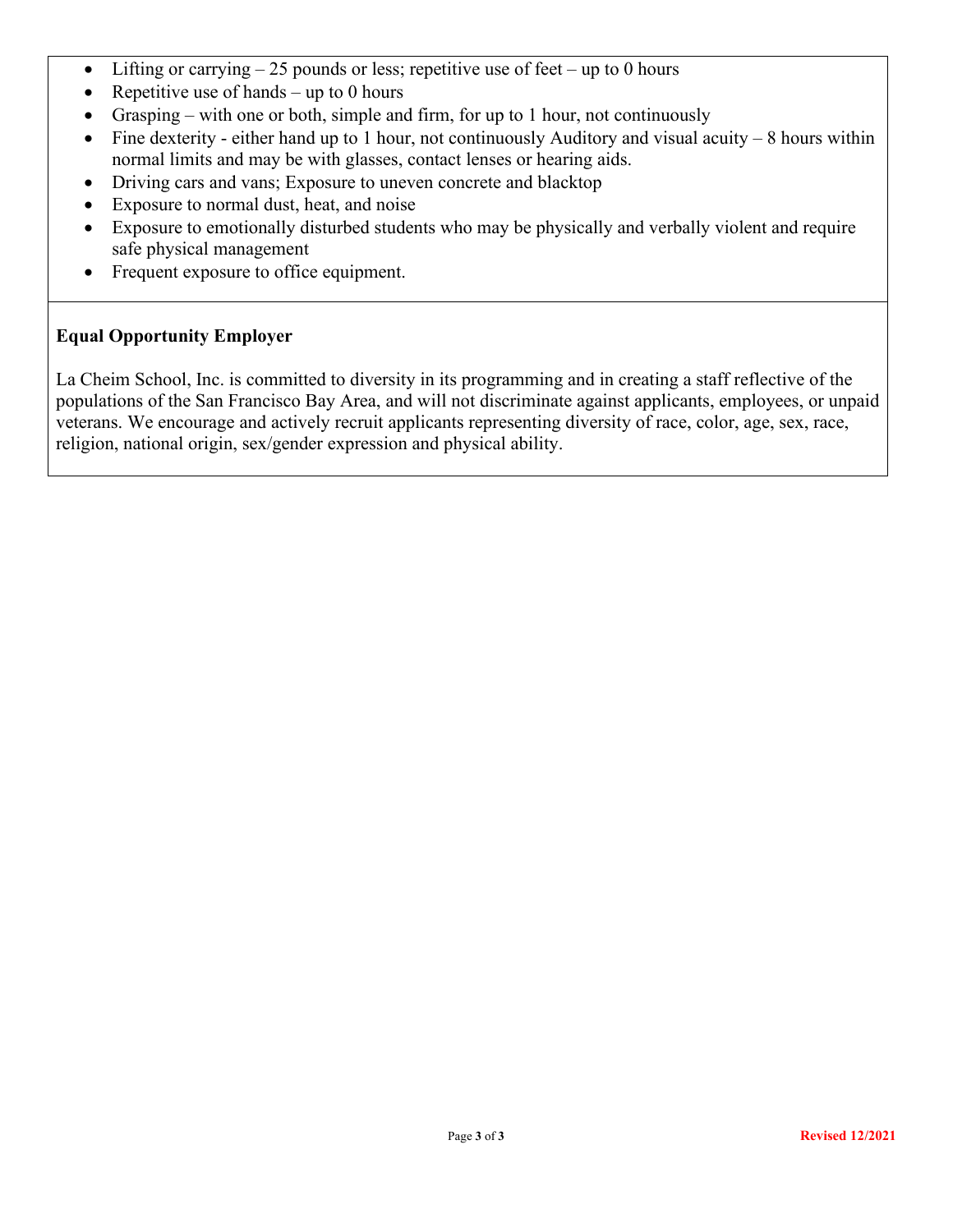- Lifting or carrying – 25 pounds or less; repetitive use of feet – up to 0 hours
- Repetitive use of hands – up to 0 hours
- Grasping – with one or both, simple and firm, for up to 1 hour, not continuously
- Fine dexterity - either hand up to 1 hour, not continuously Auditory and visual acuity – 8 hours within normal limits and may be with glasses, contact lenses or hearing aids.
- Driving cars and vans; Exposure to uneven concrete and blacktop
- Exposure to normal dust, heat, and noise
- Exposure to emotionally disturbed students who may be physically and verbally violent and require safe physical management
- Frequent exposure to office equipment.

**Equal Opportunity Employer**

La Cheim School, Inc. is committed to diversity in its programming and in creating a staff reflective of the populations of the San Francisco Bay Area, and will not discriminate against applicants, employees, or unpaid veterans. We encourage and actively recruit applicants representing diversity of race, color, age, sex, race, religion, national origin, sex/gender expression and physical ability.

**Revised 12/2021**